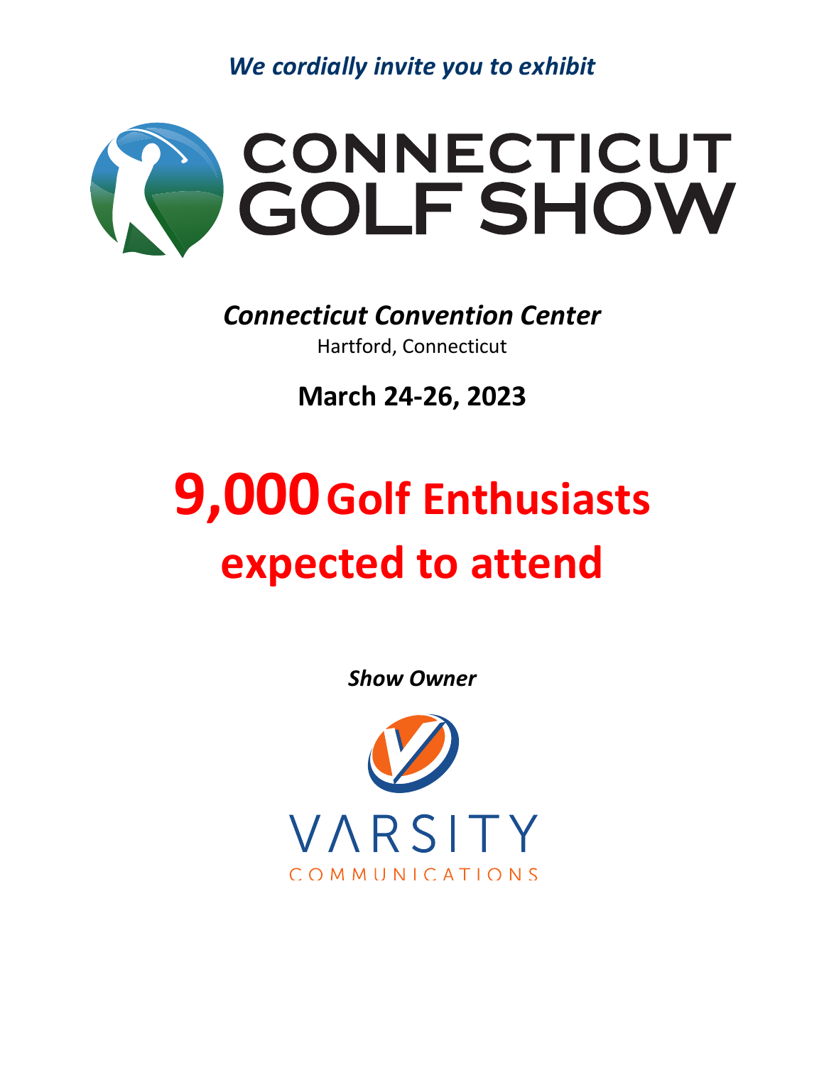*We cordially invite you to exhibit*

# CONNECTICUT GOLF SHOW

***Connecticut Convention Center***

Hartford, Connecticut

**March 24-26, 2023**

# 9,000 Golf Enthusiasts expected to attend

***Show Owner***

VARSITY

COMMUNICATIONS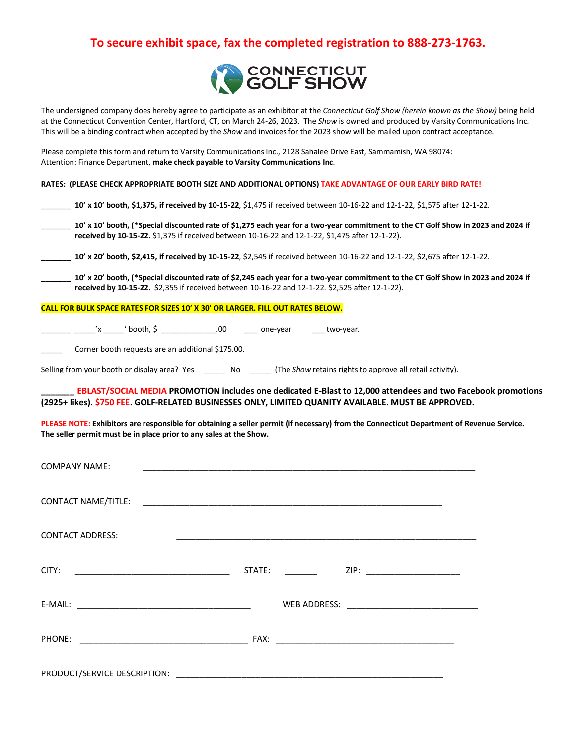**To secure exhibit space, fax the completed registration to 888-273-1763.**

CONNECTICUT GOLF SHOW

The undersigned company does hereby agree to participate as an exhibitor at the *Connecticut Golf Show (herein known as the Show)* being held at the Connecticut Convention Center, Hartford, CT, on March 24-26, 2023. The *Show* is owned and produced by Varsity Communications Inc. This will be a binding contract when accepted by the *Show* and invoices for the 2023 show will be mailed upon contract acceptance.

Please complete this form and return to Varsity Communications Inc., 2128 Sahalee Drive East, Sammamish, WA 98074: Attention: Finance Department, **make check payable to Varsity Communications Inc**.

**RATES: (PLEASE CHECK APPROPRIATE BOOTH SIZE AND ADDITIONAL OPTIONS) TAKE ADVANTAGE OF OUR EARLY BIRD RATE!**

_______ **10' x 10' booth, $1,375, if received by 10-15-22**, $1,475 if received between 10-16-22 and 12-1-22, $1,575 after 12-1-22.

_______ **10' x 10' booth, (\*Special discounted rate of $1,275 each year for a two-year commitment to the CT Golf Show in 2023 and 2024 if received by 10-15-22.** $1,375 if received between 10-16-22 and 12-1-22, $1,475 after 12-1-22).

_______ **10' x 20' booth, $2,415, if received by 10-15-22**, $2,545 if received between 10-16-22 and 12-1-22, $2,675 after 12-1-22.

_______ **10' x 20' booth, (\*Special discounted rate of $2,245 each year for a two-year commitment to the CT Golf Show in 2023 and 2024 if received by 10-15-22.** $2,355 if received between 10-16-22 and 12-1-22. $2,525 after 12-1-22).

**CALL FOR BULK SPACE RATES FOR SIZES 10' X 30' OR LARGER. FILL OUT RATES BELOW.**

_______ _____'x _____' booth, $ _____________.00 ___ one-year ___ two-year.

_____ Corner booth requests are an additional $175.00.

Selling from your booth or display area? Yes _____ No _____ (The *Show* retains rights to approve all retail activity).

**_______ EBLAST/SOCIAL MEDIA PROMOTION includes one dedicated E-Blast to 12,000 attendees and two Facebook promotions (2925+ likes). $750 FEE. GOLF-RELATED BUSINESSES ONLY, LIMITED QUANITY AVAILABLE. MUST BE APPROVED.**

**PLEASE NOTE: Exhibitors are responsible for obtaining a seller permit (if necessary) from the Connecticut Department of Revenue Service. The seller permit must be in place prior to any sales at the Show.**

COMPANY NAME: ___________________________________________

CONTACT NAME/TITLE: ___________________________________________

CONTACT ADDRESS: ___________________________________________

CITY: ______________________ STATE: _______ ZIP: ______________

E-MAIL: ______________________ WEB ADDRESS: ______________________

PHONE: ______________________ FAX: ______________________

PRODUCT/SERVICE DESCRIPTION: ___________________________________________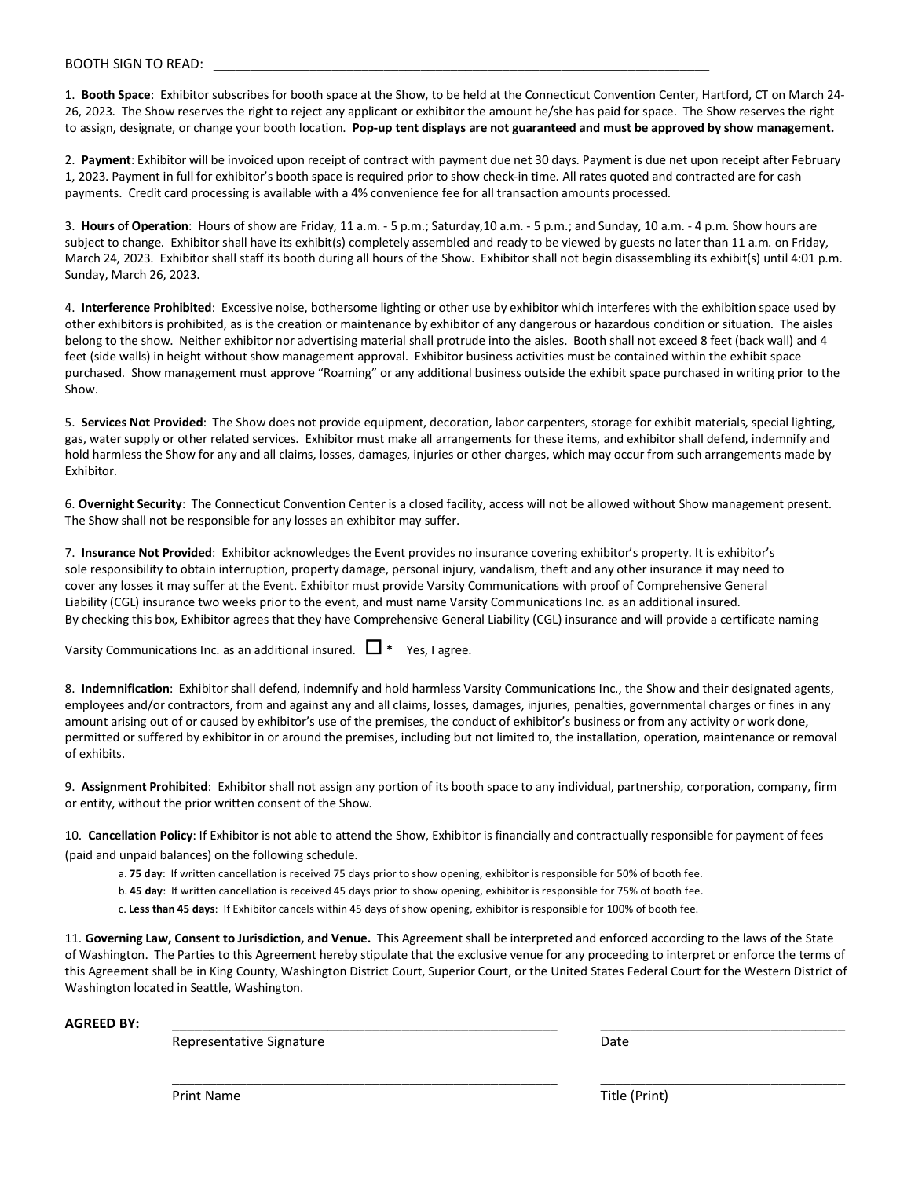BOOTH SIGN TO READ: ___________________________________________________________________________

1. **Booth Space**: Exhibitor subscribes for booth space at the Show, to be held at the Connecticut Convention Center, Hartford, CT on March 24-26, 2023. The Show reserves the right to reject any applicant or exhibitor the amount he/she has paid for space. The Show reserves the right to assign, designate, or change your booth location. **Pop-up tent displays are not guaranteed and must be approved by show management.**

2. **Payment**: Exhibitor will be invoiced upon receipt of contract with payment due net 30 days. Payment is due net upon receipt after February 1, 2023. Payment in full for exhibitor's booth space is required prior to show check-in time. All rates quoted and contracted are for cash payments. Credit card processing is available with a 4% convenience fee for all transaction amounts processed.

3. **Hours of Operation**: Hours of show are Friday, 11 a.m. - 5 p.m.; Saturday,10 a.m. - 5 p.m.; and Sunday, 10 a.m. - 4 p.m. Show hours are subject to change. Exhibitor shall have its exhibit(s) completely assembled and ready to be viewed by guests no later than 11 a.m. on Friday, March 24, 2023. Exhibitor shall staff its booth during all hours of the Show. Exhibitor shall not begin disassembling its exhibit(s) until 4:01 p.m. Sunday, March 26, 2023.

4. **Interference Prohibited**: Excessive noise, bothersome lighting or other use by exhibitor which interferes with the exhibition space used by other exhibitors is prohibited, as is the creation or maintenance by exhibitor of any dangerous or hazardous condition or situation. The aisles belong to the show. Neither exhibitor nor advertising material shall protrude into the aisles. Booth shall not exceed 8 feet (back wall) and 4 feet (side walls) in height without show management approval. Exhibitor business activities must be contained within the exhibit space purchased. Show management must approve "Roaming" or any additional business outside the exhibit space purchased in writing prior to the Show.

5. **Services Not Provided**: The Show does not provide equipment, decoration, labor carpenters, storage for exhibit materials, special lighting, gas, water supply or other related services. Exhibitor must make all arrangements for these items, and exhibitor shall defend, indemnify and hold harmless the Show for any and all claims, losses, damages, injuries or other charges, which may occur from such arrangements made by Exhibitor.

6. **Overnight Security**: The Connecticut Convention Center is a closed facility, access will not be allowed without Show management present. The Show shall not be responsible for any losses an exhibitor may suffer.

7. **Insurance Not Provided**: Exhibitor acknowledges the Event provides no insurance covering exhibitor's property. It is exhibitor's sole responsibility to obtain interruption, property damage, personal injury, vandalism, theft and any other insurance it may need to cover any losses it may suffer at the Event. Exhibitor must provide Varsity Communications with proof of Comprehensive General Liability (CGL) insurance two weeks prior to the event, and must name Varsity Communications Inc. as an additional insured. By checking this box, Exhibitor agrees that they have Comprehensive General Liability (CGL) insurance and will provide a certificate naming Varsity Communications Inc. as an additional insured. ☐ * Yes, I agree.

8. **Indemnification**: Exhibitor shall defend, indemnify and hold harmless Varsity Communications Inc., the Show and their designated agents, employees and/or contractors, from and against any and all claims, losses, damages, injuries, penalties, governmental charges or fines in any amount arising out of or caused by exhibitor's use of the premises, the conduct of exhibitor's business or from any activity or work done, permitted or suffered by exhibitor in or around the premises, including but not limited to, the installation, operation, maintenance or removal of exhibits.

9. **Assignment Prohibited**: Exhibitor shall not assign any portion of its booth space to any individual, partnership, corporation, company, firm or entity, without the prior written consent of the Show.

10. **Cancellation Policy**: If Exhibitor is not able to attend the Show, Exhibitor is financially and contractually responsible for payment of fees (paid and unpaid balances) on the following schedule.

    a. **75 day**: If written cancellation is received 75 days prior to show opening, exhibitor is responsible for 50% of booth fee.
    b. **45 day**: If written cancellation is received 45 days prior to show opening, exhibitor is responsible for 75% of booth fee.
    c. **Less than 45 days**: If Exhibitor cancels within 45 days of show opening, exhibitor is responsible for 100% of booth fee.

11. **Governing Law, Consent to Jurisdiction, and Venue.** This Agreement shall be interpreted and enforced according to the laws of the State of Washington. The Parties to this Agreement hereby stipulate that the exclusive venue for any proceeding to interpret or enforce the terms of this Agreement shall be in King County, Washington District Court, Superior Court, or the United States Federal Court for the Western District of Washington located in Seattle, Washington.

**AGREED BY:** ______________________________________ ______________________

Representative Signature — Date

______________________________________ ______________________

Print Name — Title (Print)